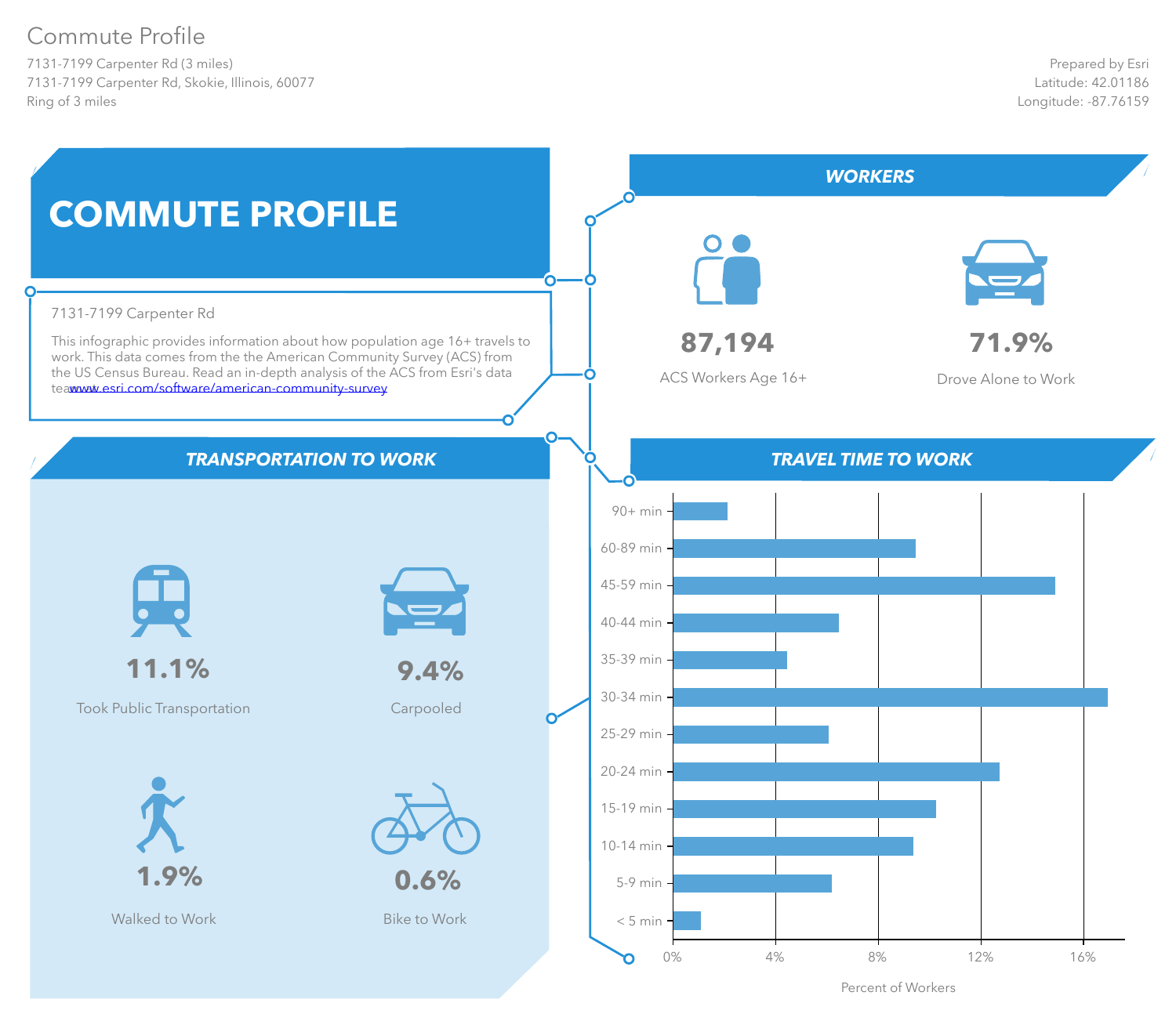# Commute Profile

7131-7199 Carpenter Rd (3 miles)
7131-7199 Carpenter Rd, Skokie, Illinois, 60077
Ring of 3 miles

Prepared by Esri
Latitude: 42.01186
Longitude: -87.76159

## COMMUTE PROFILE

7131-7199 Carpenter Rd

This infographic provides information about how population age 16+ travels to work. This data comes from the the American Community Survey (ACS) from the US Census Bureau. Read an in-depth analysis of the ACS from Esri's data teawww.esri.com/software/american-community-survey

## WORKERS

**87,194**
ACS Workers Age 16+

**71.9%**
Drove Alone to Work

## TRANSPORTATION TO WORK

**11.1%**
Took Public Transportation

**9.4%**
Carpooled

**1.9%**
Walked to Work

**0.6%**
Bike to Work

## TRAVEL TIME TO WORK

| Travel Time | Percent of Workers (approx.) |
| --- | --- |
| 90+ min | ~2% |
| 60-89 min | ~9.5% |
| 45-59 min | ~15% |
| 40-44 min | ~6.5% |
| 35-39 min | ~4.5% |
| 30-34 min | ~17% |
| 25-29 min | ~6% |
| 20-24 min | ~12.7% |
| 15-19 min | ~10.3% |
| 10-14 min | ~9.4% |
| 5-9 min | ~6.2% |
| < 5 min | ~1% |

Percent of Workers (axis: 0%, 4%, 8%, 12%, 16%)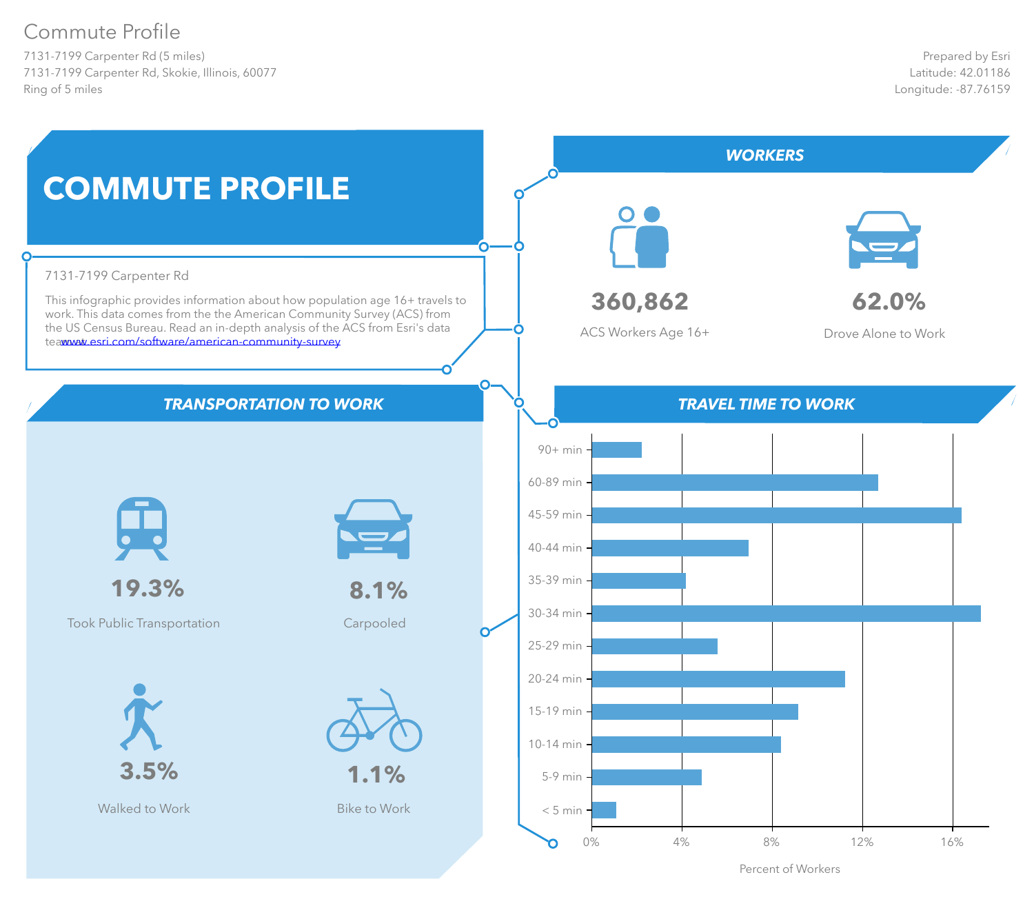# Commute Profile

7131-7199 Carpenter Rd (5 miles)
7131-7199 Carpenter Rd, Skokie, Illinois, 60077
Ring of 5 miles

Prepared by Esri
Latitude: 42.01186
Longitude: -87.76159

## COMMUTE PROFILE

7131-7199 Carpenter Rd

This infographic provides information about how population age 16+ travels to work. This data comes from the the American Community Survey (ACS) from the US Census Bureau. Read an in-depth analysis of the ACS from Esri's data tea[www.esri.com/software/american-community-survey](www.esri.com/software/american-community-survey)

## WORKERS

**360,862**
ACS Workers Age 16+

**62.0%**
Drove Alone to Work

## TRANSPORTATION TO WORK

**19.3%**
Took Public Transportation

**8.1%**
Carpooled

**3.5%**
Walked to Work

**1.1%**
Bike to Work

## TRAVEL TIME TO WORK

Travel time categories: 90+ min, 60-89 min, 45-59 min, 40-44 min, 35-39 min, 30-34 min, 25-29 min, 20-24 min, 15-19 min, 10-14 min, 5-9 min, < 5 min

X-axis: Percent of Workers (0%, 4%, 8%, 12%, 16%)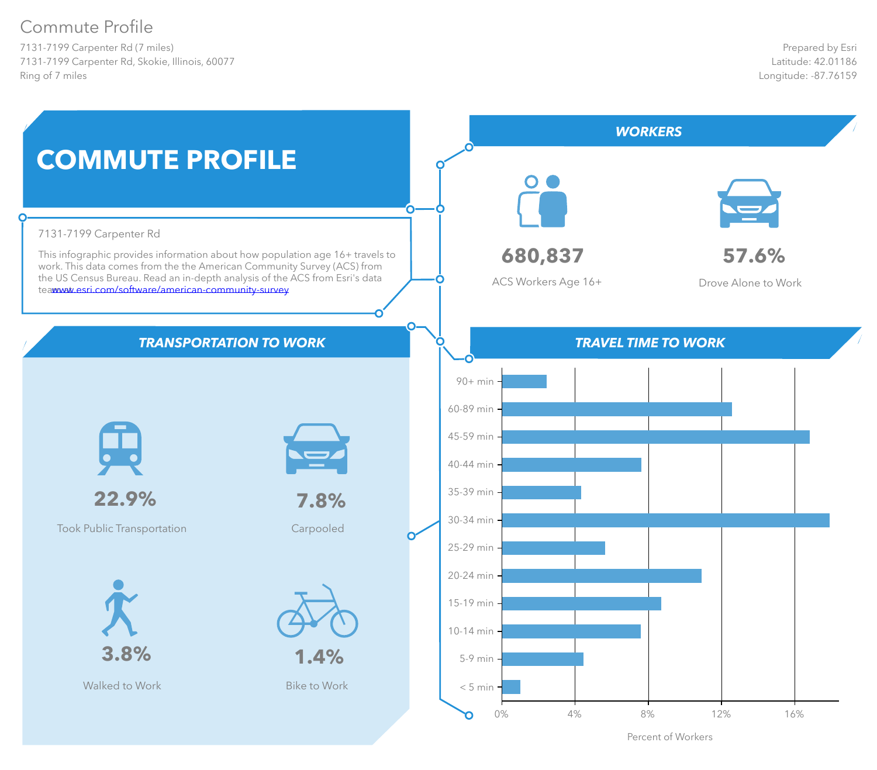# Commute Profile

7131-7199 Carpenter Rd (7 miles)
7131-7199 Carpenter Rd, Skokie, Illinois, 60077
Ring of 7 miles

Prepared by Esri
Latitude: 42.01186
Longitude: -87.76159

## COMMUTE PROFILE

7131-7199 Carpenter Rd

This infographic provides information about how population age 16+ travels to work. This data comes from the the American Community Survey (ACS) from the US Census Bureau. Read an in-depth analysis of the ACS from Esri's data teawww.esri.com/software/american-community-survey

## WORKERS

**680,837**
ACS Workers Age 16+

**57.6%**
Drove Alone to Work

## TRANSPORTATION TO WORK

**22.9%**
Took Public Transportation

**7.8%**
Carpooled

**3.8%**
Walked to Work

**1.4%**
Bike to Work

## TRAVEL TIME TO WORK

Travel time categories (Percent of Workers axis: 0%, 4%, 8%, 12%, 16%):

- 90+ min
- 60-89 min
- 45-59 min
- 40-44 min
- 35-39 min
- 30-34 min
- 25-29 min
- 20-24 min
- 15-19 min
- 10-14 min
- 5-9 min
- < 5 min

Percent of Workers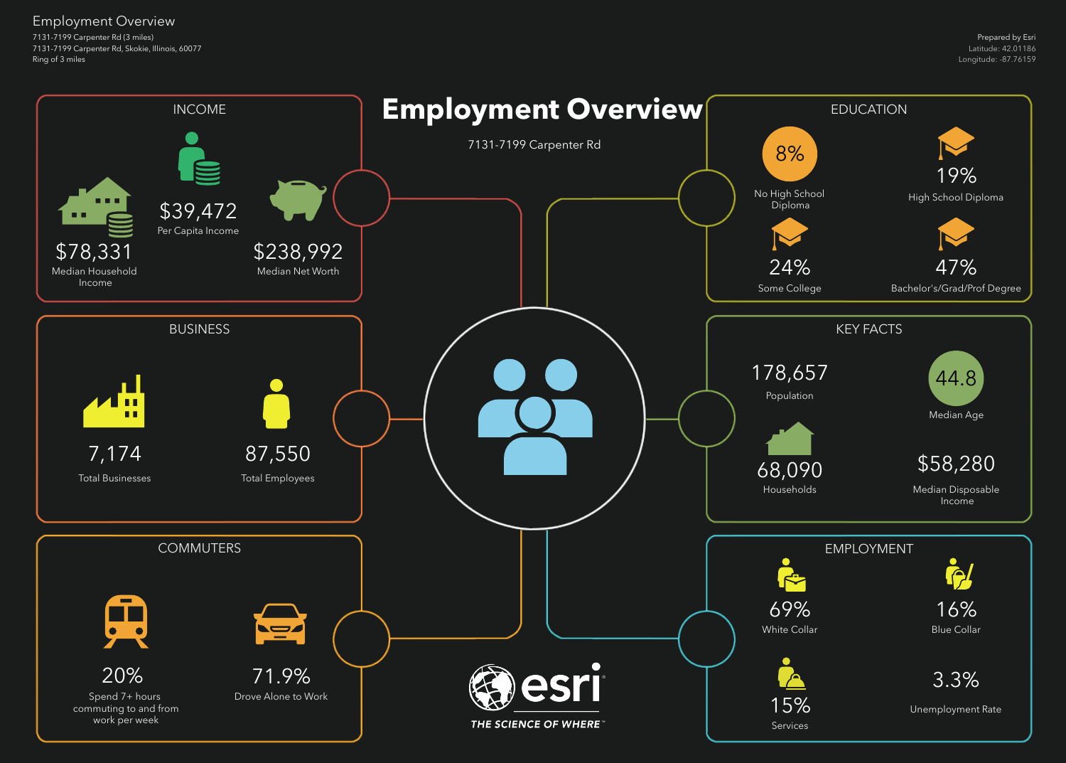# Employment Overview

7131-7199 Carpenter Rd (3 miles)
7131-7199 Carpenter Rd, Skokie, Illinois, 60077
Ring of 3 miles

Prepared by Esri
Latitude: 42.01186
Longitude: -87.76159

## Employment Overview

7131-7199 Carpenter Rd

### INCOME

- $78,331 — Median Household Income
- $39,472 — Per Capita Income
- $238,992 — Median Net Worth

### BUSINESS

- 7,174 — Total Businesses
- 87,550 — Total Employees

### COMMUTERS

- 20% — Spend 7+ hours commuting to and from work per week
- 71.9% — Drove Alone to Work

### EDUCATION

- 8% — No High School Diploma
- 19% — High School Diploma
- 24% — Some College
- 47% — Bachelor's/Grad/Prof Degree

### KEY FACTS

- 178,657 — Population
- 44.8 — Median Age
- 68,090 — Households
- $58,280 — Median Disposable Income

### EMPLOYMENT

- 69% — White Collar
- 16% — Blue Collar
- 15% — Services
- 3.3% — Unemployment Rate

esri THE SCIENCE OF WHERE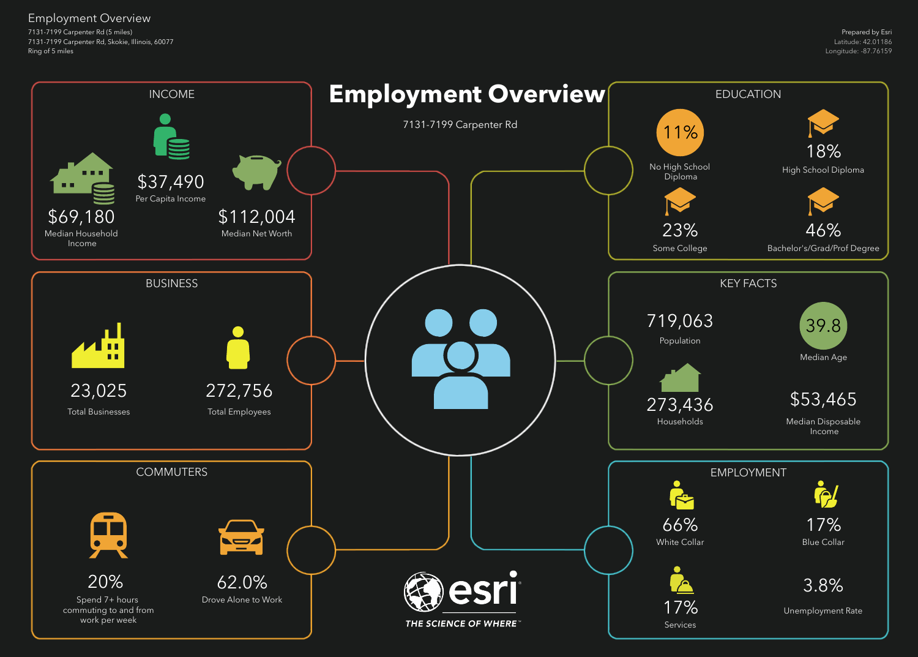# Employment Overview

7131-7199 Carpenter Rd (5 miles)
7131-7199 Carpenter Rd, Skokie, Illinois, 60077
Ring of 5 miles

Prepared by Esri
Latitude: 42.01186
Longitude: -87.76159

## Employment Overview

7131-7199 Carpenter Rd

### INCOME

- $69,180 — Median Household Income
- $37,490 — Per Capita Income
- $112,004 — Median Net Worth

### EDUCATION

- 11% — No High School Diploma
- 18% — High School Diploma
- 23% — Some College
- 46% — Bachelor's/Grad/Prof Degree

### BUSINESS

- 23,025 — Total Businesses
- 272,756 — Total Employees

### KEY FACTS

- 719,063 — Population
- 39.8 — Median Age
- 273,436 — Households
- $53,465 — Median Disposable Income

### COMMUTERS

- 20% — Spend 7+ hours commuting to and from work per week
- 62.0% — Drove Alone to Work

### EMPLOYMENT

- 66% — White Collar
- 17% — Blue Collar
- 17% — Services
- 3.8% — Unemployment Rate

esri
THE SCIENCE OF WHERE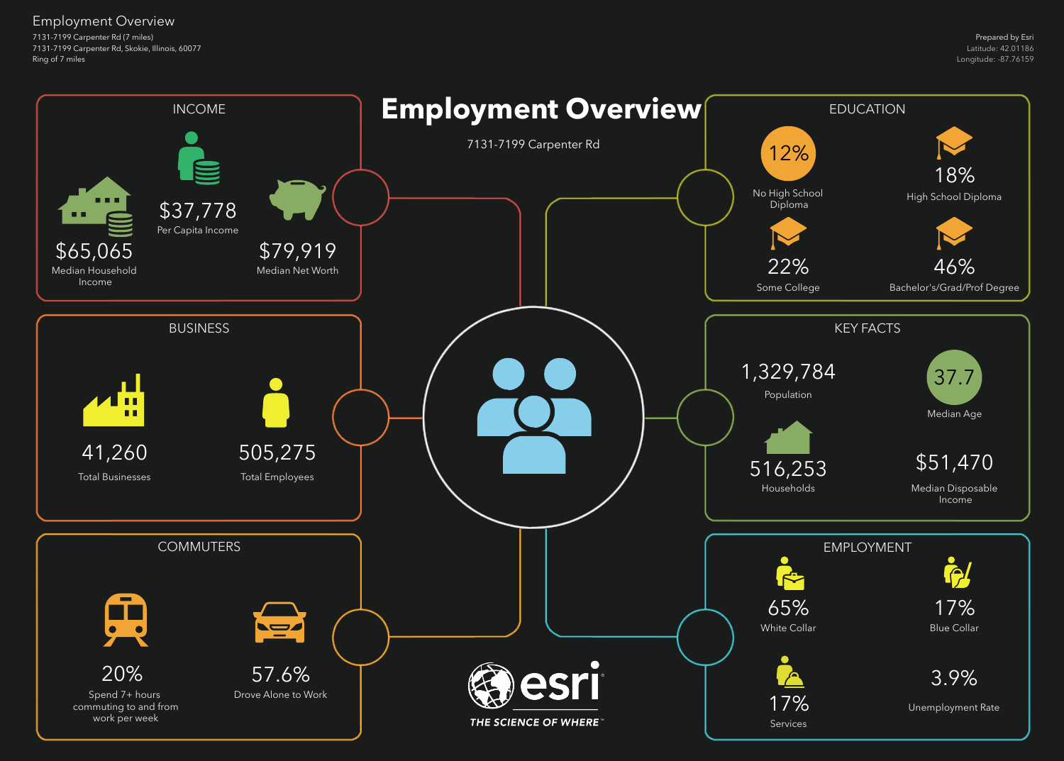Employment Overview

7131-7199 Carpenter Rd (7 miles)
7131-7199 Carpenter Rd, Skokie, Illinois, 60077
Ring of 7 miles

Prepared by Esri
Latitude: 42.01186
Longitude: -87.76159

# Employment Overview

7131-7199 Carpenter Rd

## INCOME

$65,065
Median Household Income

$37,778
Per Capita Income

$79,919
Median Net Worth

## EDUCATION

12%
No High School Diploma

18%
High School Diploma

22%
Some College

46%
Bachelor's/Grad/Prof Degree

## BUSINESS

41,260
Total Businesses

505,275
Total Employees

## KEY FACTS

1,329,784
Population

37.7
Median Age

516,253
Households

$51,470
Median Disposable Income

## COMMUTERS

20%
Spend 7+ hours commuting to and from work per week

57.6%
Drove Alone to Work

## EMPLOYMENT

65%
White Collar

17%
Blue Collar

17%
Services

3.9%
Unemployment Rate

esri
THE SCIENCE OF WHERE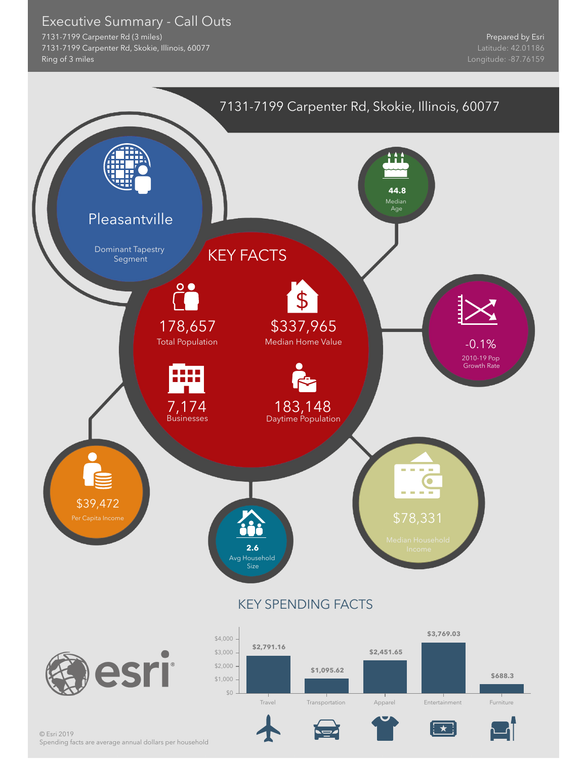# Executive Summary - Call Outs

7131-7199 Carpenter Rd (3 miles)
7131-7199 Carpenter Rd, Skokie, Illinois, 60077
Ring of 3 miles

Prepared by Esri
Latitude: 42.01186
Longitude: -87.76159

## 7131-7199 Carpenter Rd, Skokie, Illinois, 60077

**Pleasantville**
Dominant Tapestry Segment

### KEY FACTS

- 178,657 Total Population
- $337,965 Median Home Value
- 7,174 Businesses
- 183,148 Daytime Population

- **44.8** Median Age
- -0.1% 2010-19 Pop Growth Rate
- $39,472 Per Capita Income
- **2.6** Avg Household Size
- $78,331 Median Household Income

### KEY SPENDING FACTS

| Category | Amount |
|---|---|
| Travel | $2,791.16 |
| Transportation | $1,095.62 |
| Apparel | $2,451.65 |
| Entertainment | $3,769.03 |
| Furniture | $688.3 |

© Esri 2019
Spending facts are average annual dollars per household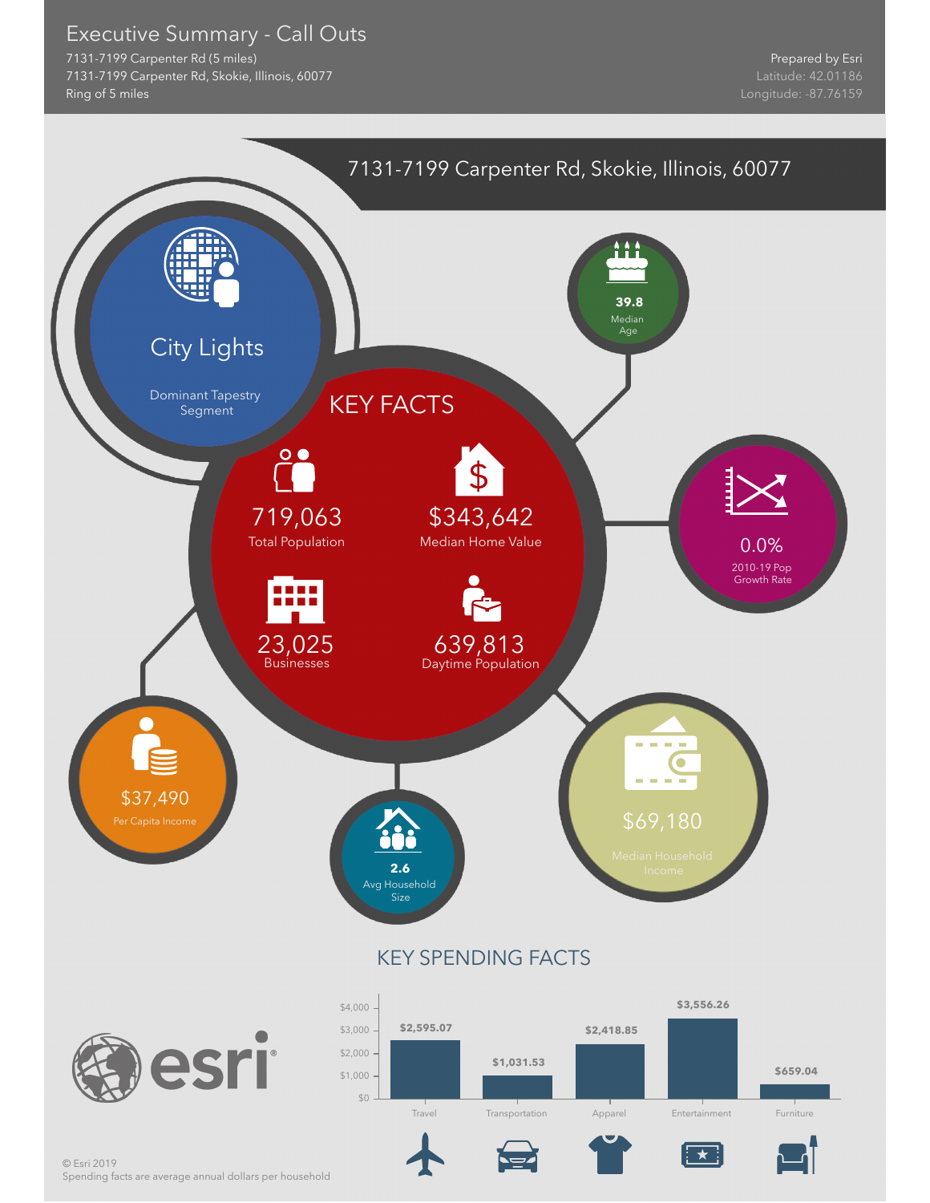# Executive Summary - Call Outs

7131-7199 Carpenter Rd (5 miles)
7131-7199 Carpenter Rd, Skokie, Illinois, 60077
Ring of 5 miles

Prepared by Esri
Latitude: 42.01186
Longitude: -87.76159

## 7131-7199 Carpenter Rd, Skokie, Illinois, 60077

**City Lights**
Dominant Tapestry Segment

**39.8**
Median Age

## KEY FACTS

719,063
Total Population

$343,642
Median Home Value

23,025
Businesses

639,813
Daytime Population

0.0%
2010-19 Pop Growth Rate

$37,490
Per Capita Income

**2.6**
Avg Household Size

$69,180
Median Household Income

## KEY SPENDING FACTS

| Category | Spending |
| --- | --- |
| Travel | $2,595.07 |
| Transportation | $1,031.53 |
| Apparel | $2,418.85 |
| Entertainment | $3,556.26 |
| Furniture | $659.04 |

esri

© Esri 2019
Spending facts are average annual dollars per household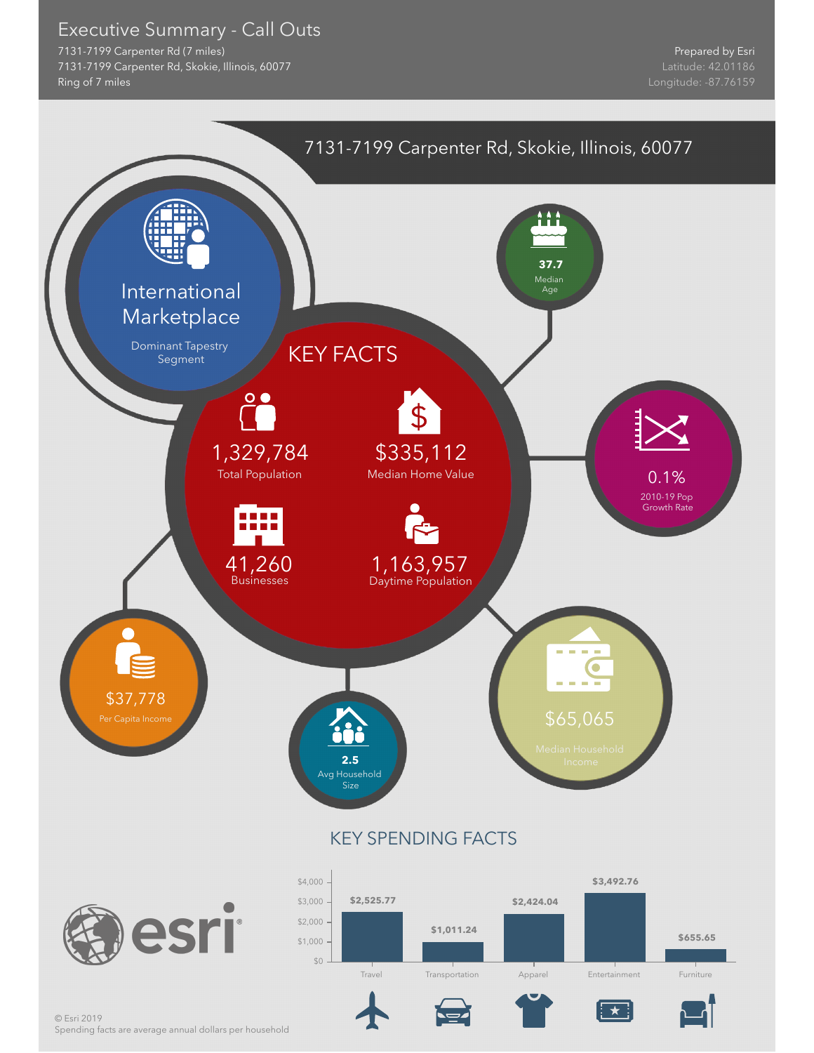# Executive Summary - Call Outs

7131-7199 Carpenter Rd (7 miles)
7131-7199 Carpenter Rd, Skokie, Illinois, 60077
Ring of 7 miles

Prepared by Esri
Latitude: 42.01186
Longitude: -87.76159

## 7131-7199 Carpenter Rd, Skokie, Illinois, 60077

**International Marketplace**
Dominant Tapestry Segment

### KEY FACTS

- 1,329,784 — Total Population
- $335,112 — Median Home Value
- 41,260 — Businesses
- 1,163,957 — Daytime Population

**37.7** — Median Age

0.1% — 2010-19 Pop Growth Rate

$65,065 — Median Household Income

**2.5** — Avg Household Size

$37,778 — Per Capita Income

### KEY SPENDING FACTS

| Category | Amount |
|---|---|
| Travel | $2,525.77 |
| Transportation | $1,011.24 |
| Apparel | $2,424.04 |
| Entertainment | $3,492.76 |
| Furniture | $655.65 |

© Esri 2019
Spending facts are average annual dollars per household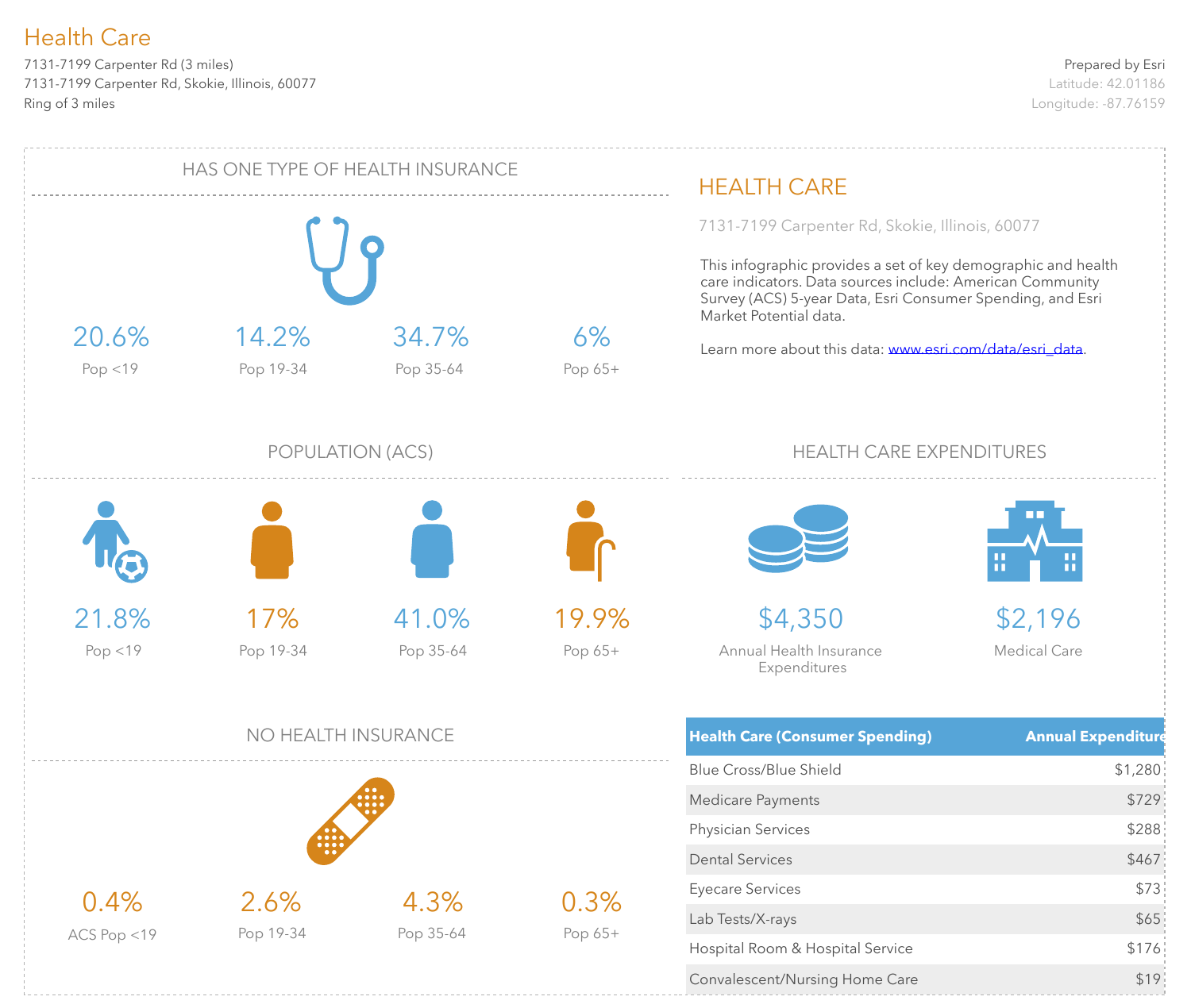# Health Care

7131-7199 Carpenter Rd (3 miles)
7131-7199 Carpenter Rd, Skokie, Illinois, 60077
Ring of 3 miles

Prepared by Esri
Latitude: 42.01186
Longitude: -87.76159

## HAS ONE TYPE OF HEALTH INSURANCE

| 20.6% | 14.2% | 34.7% | 6% |
|---|---|---|---|
| Pop <19 | Pop 19-34 | Pop 35-64 | Pop 65+ |

## HEALTH CARE

7131-7199 Carpenter Rd, Skokie, Illinois, 60077

This infographic provides a set of key demographic and health care indicators. Data sources include: American Community Survey (ACS) 5-year Data, Esri Consumer Spending, and Esri Market Potential data.

Learn more about this data: www.esri.com/data/esri_data.

## POPULATION (ACS)

| 21.8% | 17% | 41.0% | 19.9% |
|---|---|---|---|
| Pop <19 | Pop 19-34 | Pop 35-64 | Pop 65+ |

## HEALTH CARE EXPENDITURES

**$4,350**
Annual Health Insurance Expenditures

**$2,196**
Medical Care

## NO HEALTH INSURANCE

| 0.4% | 2.6% | 4.3% | 0.3% |
|---|---|---|---|
| ACS Pop <19 | Pop 19-34 | Pop 35-64 | Pop 65+ |

| Health Care (Consumer Spending) | Annual Expenditure |
|---|---|
| Blue Cross/Blue Shield | $1,280 |
| Medicare Payments | $729 |
| Physician Services | $288 |
| Dental Services | $467 |
| Eyecare Services | $73 |
| Lab Tests/X-rays | $65 |
| Hospital Room & Hospital Service | $176 |
| Convalescent/Nursing Home Care | $19 |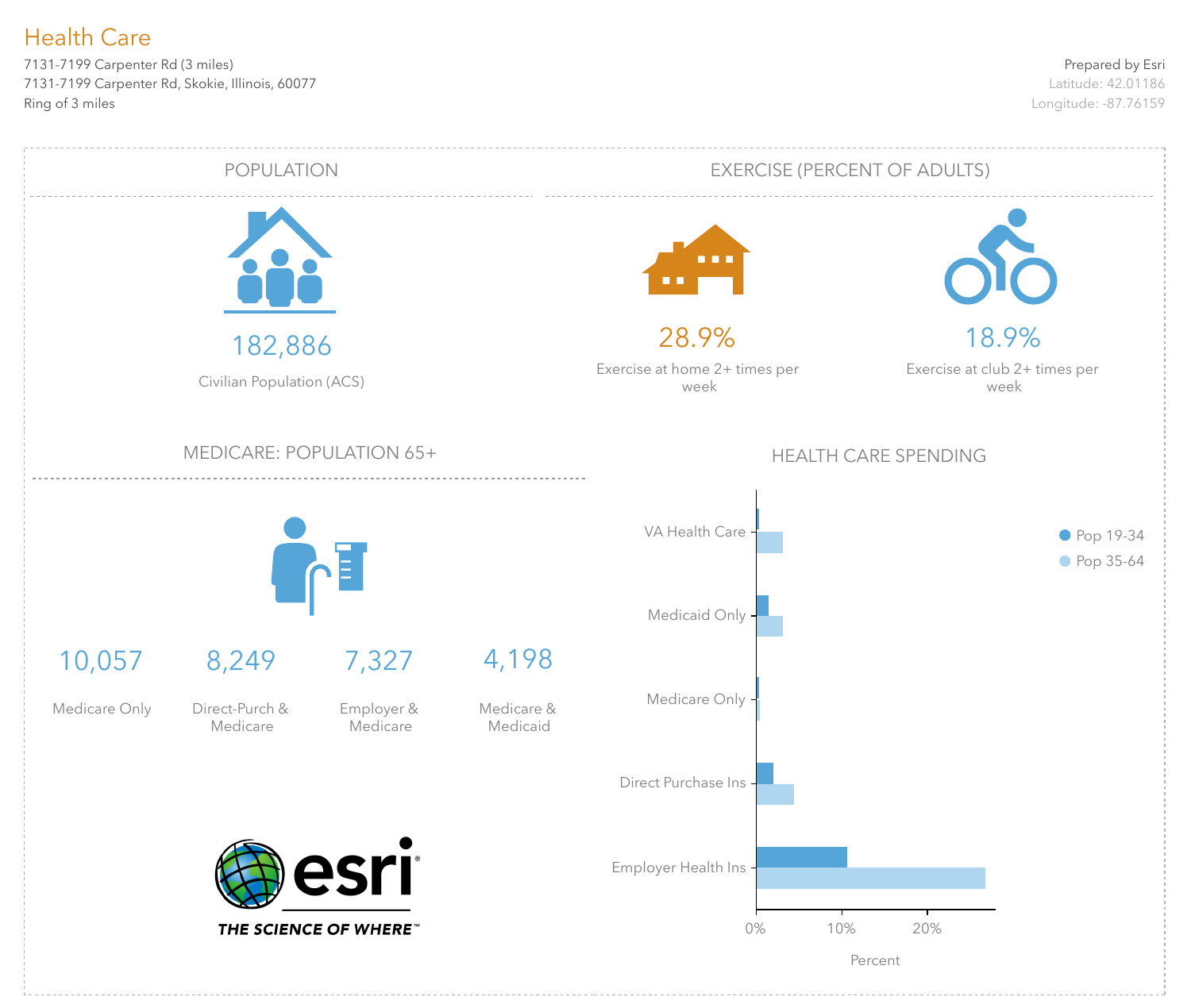# Health Care

7131-7199 Carpenter Rd (3 miles)
7131-7199 Carpenter Rd, Skokie, Illinois, 60077
Ring of 3 miles

Prepared by Esri
Latitude: 42.01186
Longitude: -87.76159

## POPULATION

182,886

Civilian Population (ACS)

## EXERCISE (PERCENT OF ADULTS)

28.9%

Exercise at home 2+ times per week

18.9%

Exercise at club 2+ times per week

## MEDICARE: POPULATION 65+

| 10,057 | 8,249 | 7,327 | 4,198 |
| --- | --- | --- | --- |
| Medicare Only | Direct-Purch & Medicare | Employer & Medicare | Medicare & Medicaid |

## HEALTH CARE SPENDING

Categories: VA Health Care, Medicaid Only, Medicare Only, Direct Purchase Ins, Employer Health Ins

Legend: Pop 19-34, Pop 35-64

Axis: 0%, 10%, 20%

Percent

esri
THE SCIENCE OF WHERE™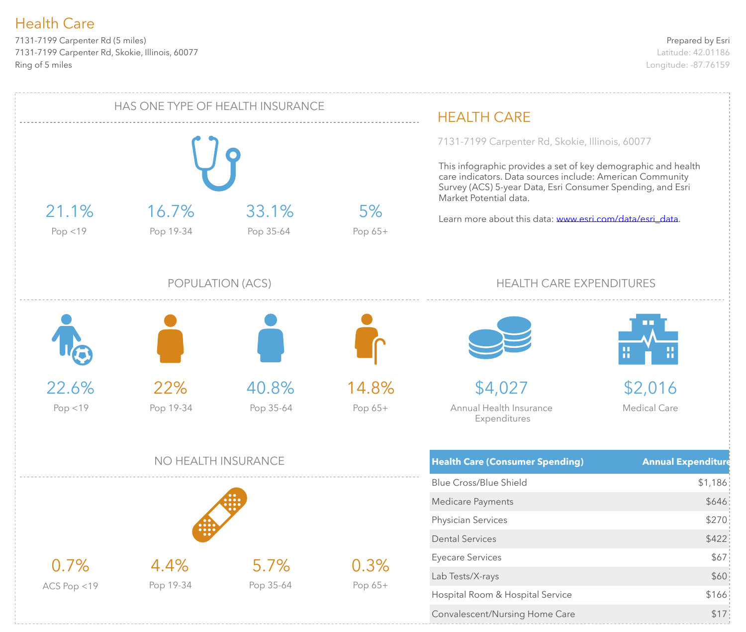# Health Care

7131-7199 Carpenter Rd (5 miles)
7131-7199 Carpenter Rd, Skokie, Illinois, 60077
Ring of 5 miles

Prepared by Esri
Latitude: 42.01186
Longitude: -87.76159

## HAS ONE TYPE OF HEALTH INSURANCE

| 21.1% | 16.7% | 33.1% | 5% |
|---|---|---|---|
| Pop <19 | Pop 19-34 | Pop 35-64 | Pop 65+ |

## POPULATION (ACS)

| 22.6% | 22% | 40.8% | 14.8% |
|---|---|---|---|
| Pop <19 | Pop 19-34 | Pop 35-64 | Pop 65+ |

## NO HEALTH INSURANCE

| 0.7% | 4.4% | 5.7% | 0.3% |
|---|---|---|---|
| ACS Pop <19 | Pop 19-34 | Pop 35-64 | Pop 65+ |

## HEALTH CARE

7131-7199 Carpenter Rd, Skokie, Illinois, 60077

This infographic provides a set of key demographic and health care indicators. Data sources include: American Community Survey (ACS) 5-year Data, Esri Consumer Spending, and Esri Market Potential data.

Learn more about this data: www.esri.com/data/esri_data.

## HEALTH CARE EXPENDITURES

**$4,027**
Annual Health Insurance Expenditures

**$2,016**
Medical Care

| Health Care (Consumer Spending) | Annual Expenditure |
|---|---|
| Blue Cross/Blue Shield | $1,186 |
| Medicare Payments | $646 |
| Physician Services | $270 |
| Dental Services | $422 |
| Eyecare Services | $67 |
| Lab Tests/X-rays | $60 |
| Hospital Room & Hospital Service | $166 |
| Convalescent/Nursing Home Care | $17 |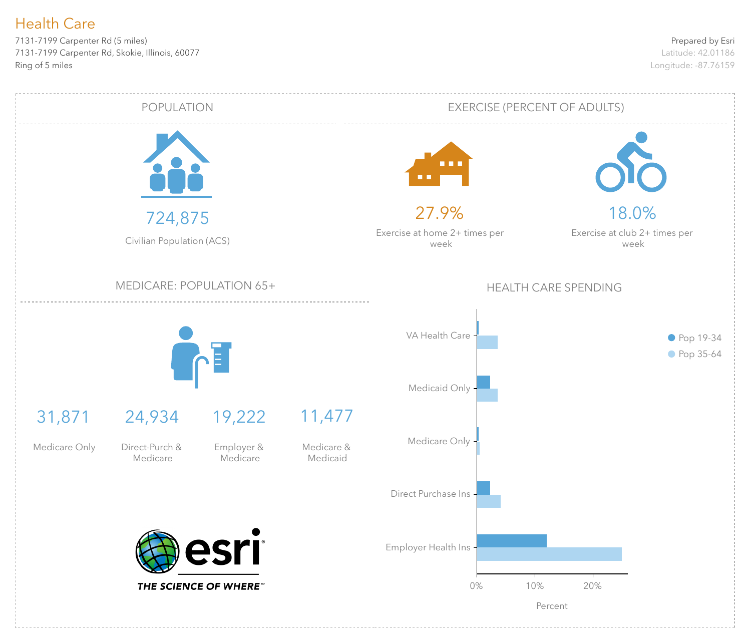# Health Care

7131-7199 Carpenter Rd (5 miles)
7131-7199 Carpenter Rd, Skokie, Illinois, 60077
Ring of 5 miles

Prepared by Esri
Latitude: 42.01186
Longitude: -87.76159

## POPULATION

**724,875**
Civilian Population (ACS)

## EXERCISE (PERCENT OF ADULTS)

**27.9%**
Exercise at home 2+ times per week

**18.0%**
Exercise at club 2+ times per week

## MEDICARE: POPULATION 65+

| 31,871 | 24,934 | 19,222 | 11,477 |
|---|---|---|---|
| Medicare Only | Direct-Purch & Medicare | Employer & Medicare | Medicare & Medicaid |

## HEALTH CARE SPENDING

Categories: VA Health Care, Medicaid Only, Medicare Only, Direct Purchase Ins, Employer Health Ins

Legend: Pop 19-34, Pop 35-64

Percent: 0%, 10%, 20%

esri
THE SCIENCE OF WHERE™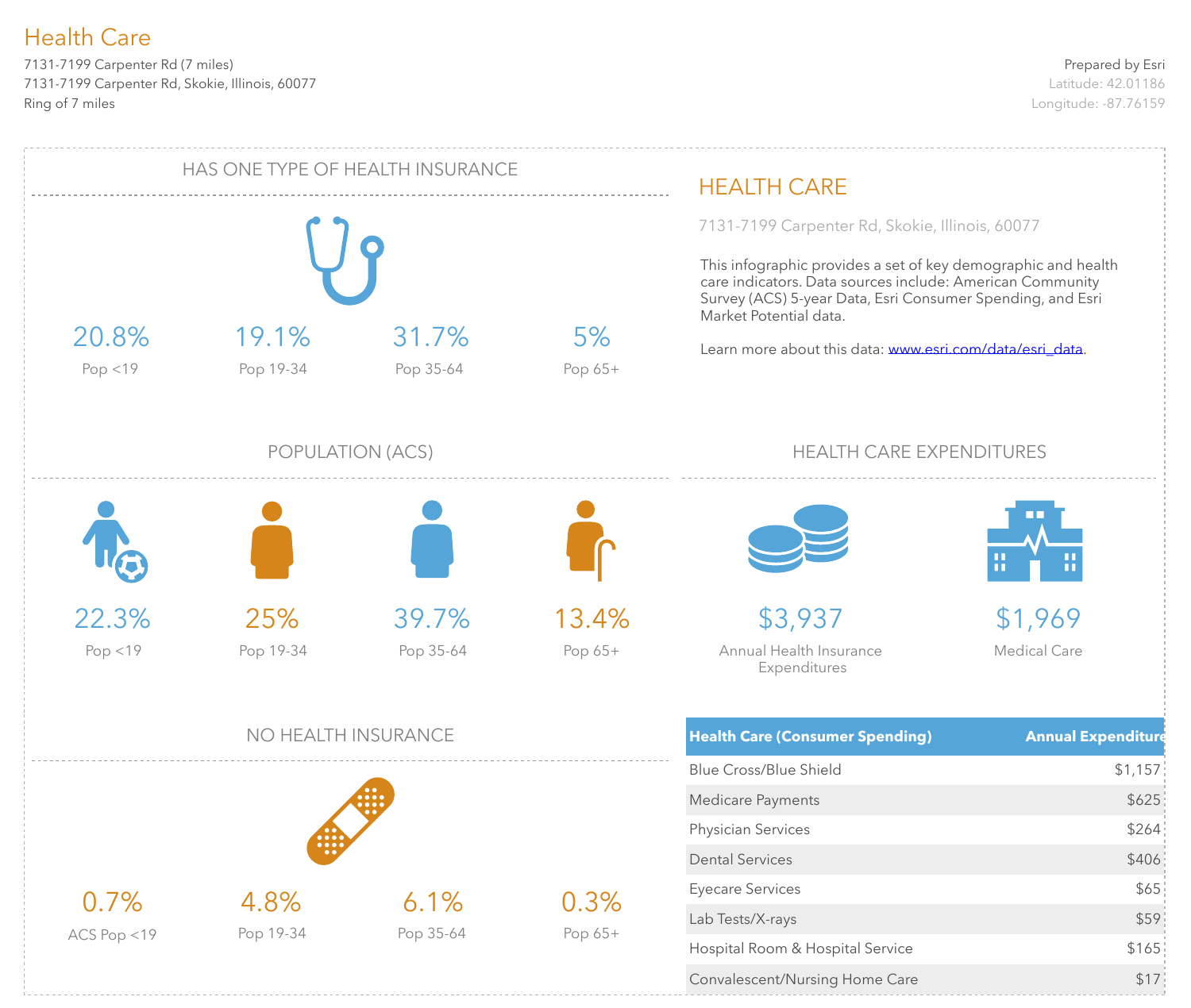# Health Care

7131-7199 Carpenter Rd (7 miles)
7131-7199 Carpenter Rd, Skokie, Illinois, 60077
Ring of 7 miles

Prepared by Esri
Latitude: 42.01186
Longitude: -87.76159

## HAS ONE TYPE OF HEALTH INSURANCE

| 20.8% | 19.1% | 31.7% | 5% |
|---|---|---|---|
| Pop <19 | Pop 19-34 | Pop 35-64 | Pop 65+ |

## POPULATION (ACS)

| 22.3% | 25% | 39.7% | 13.4% |
|---|---|---|---|
| Pop <19 | Pop 19-34 | Pop 35-64 | Pop 65+ |

## NO HEALTH INSURANCE

| 0.7% | 4.8% | 6.1% | 0.3% |
|---|---|---|---|
| ACS Pop <19 | Pop 19-34 | Pop 35-64 | Pop 65+ |

## HEALTH CARE

7131-7199 Carpenter Rd, Skokie, Illinois, 60077

This infographic provides a set of key demographic and health care indicators. Data sources include: American Community Survey (ACS) 5-year Data, Esri Consumer Spending, and Esri Market Potential data.

Learn more about this data: www.esri.com/data/esri_data.

## HEALTH CARE EXPENDITURES

$3,937
Annual Health Insurance Expenditures

$1,969
Medical Care

| Health Care (Consumer Spending) | Annual Expenditure |
|---|---|
| Blue Cross/Blue Shield | $1,157 |
| Medicare Payments | $625 |
| Physician Services | $264 |
| Dental Services | $406 |
| Eyecare Services | $65 |
| Lab Tests/X-rays | $59 |
| Hospital Room & Hospital Service | $165 |
| Convalescent/Nursing Home Care | $17 |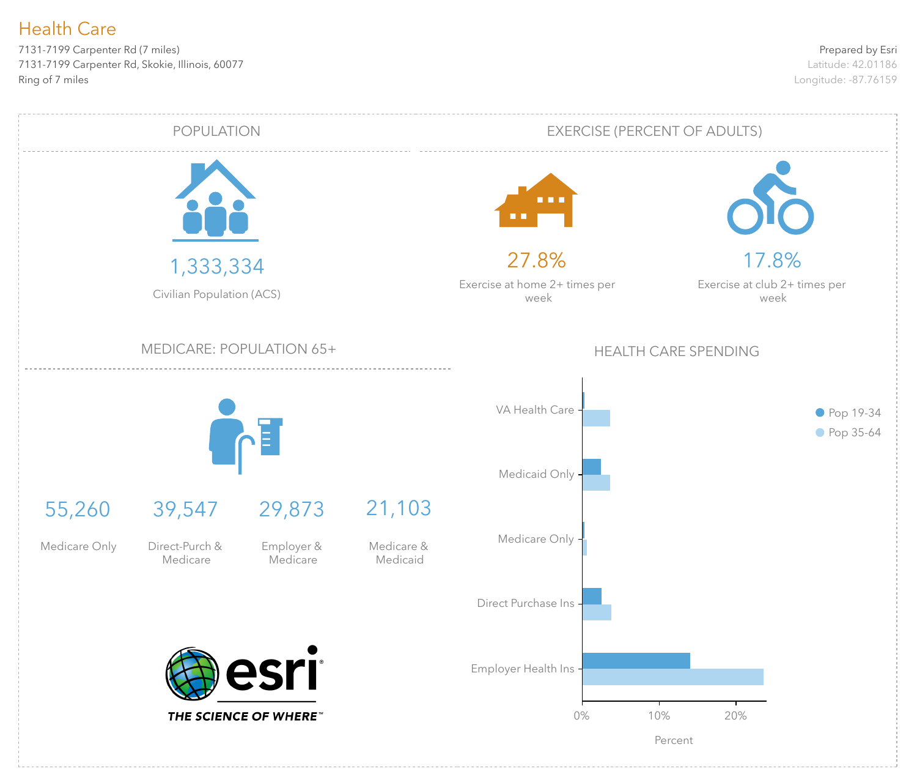# Health Care

7131-7199 Carpenter Rd (7 miles)
7131-7199 Carpenter Rd, Skokie, Illinois, 60077
Ring of 7 miles

Prepared by Esri
Latitude: 42.01186
Longitude: -87.76159

## POPULATION

1,333,334
Civilian Population (ACS)

## EXERCISE (PERCENT OF ADULTS)

27.8%
Exercise at home 2+ times per week

17.8%
Exercise at club 2+ times per week

## MEDICARE: POPULATION 65+

| 55,260 | 39,547 | 29,873 | 21,103 |
|---|---|---|---|
| Medicare Only | Direct-Purch & Medicare | Employer & Medicare | Medicare & Medicaid |

## HEALTH CARE SPENDING

Categories: VA Health Care, Medicaid Only, Medicare Only, Direct Purchase Ins, Employer Health Ins

Legend: Pop 19-34, Pop 35-64

Axis: 0%, 10%, 20% — Percent

esri
THE SCIENCE OF WHERE™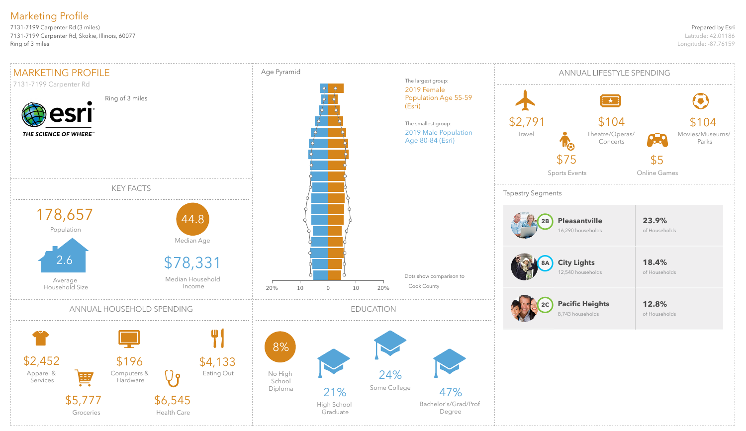# Marketing Profile

7131-7199 Carpenter Rd (3 miles)
7131-7199 Carpenter Rd, Skokie, Illinois, 60077
Ring of 3 miles

Prepared by Esri
Latitude: 42.01186
Longitude: -87.76159

## MARKETING PROFILE

7131-7199 Carpenter Rd

Ring of 3 miles

esri
THE SCIENCE OF WHERE™

### KEY FACTS

178,657
Population

44.8
Median Age

2.6
Average Household Size

$78,331
Median Household Income

### Age Pyramid

The largest group:
2019 Female Population Age 55-59 (Esri)

The smallest group:
2019 Male Population Age 80-84 (Esri)

20% 10 0 10 20%

Dots show comparison to Cook County

### ANNUAL LIFESTYLE SPENDING

- $2,791 Travel
- $104 Theatre/Operas/Concerts
- $104 Movies/Museums/Parks
- $75 Sports Events
- $5 Online Games

### Tapestry Segments

| Segment | Households | Share |
|---|---|---|
| 2B Pleasantville | 16,290 households | 23.9% of Households |
| 8A City Lights | 12,540 households | 18.4% of Households |
| 2C Pacific Heights | 8,743 households | 12.8% of Households |

### ANNUAL HOUSEHOLD SPENDING

- $2,452 Apparel & Services
- $196 Computers & Hardware
- $4,133 Eating Out
- $5,777 Groceries
- $6,545 Health Care

### EDUCATION

- 8% No High School Diploma
- 21% High School Graduate
- 24% Some College
- 47% Bachelor's/Grad/Prof Degree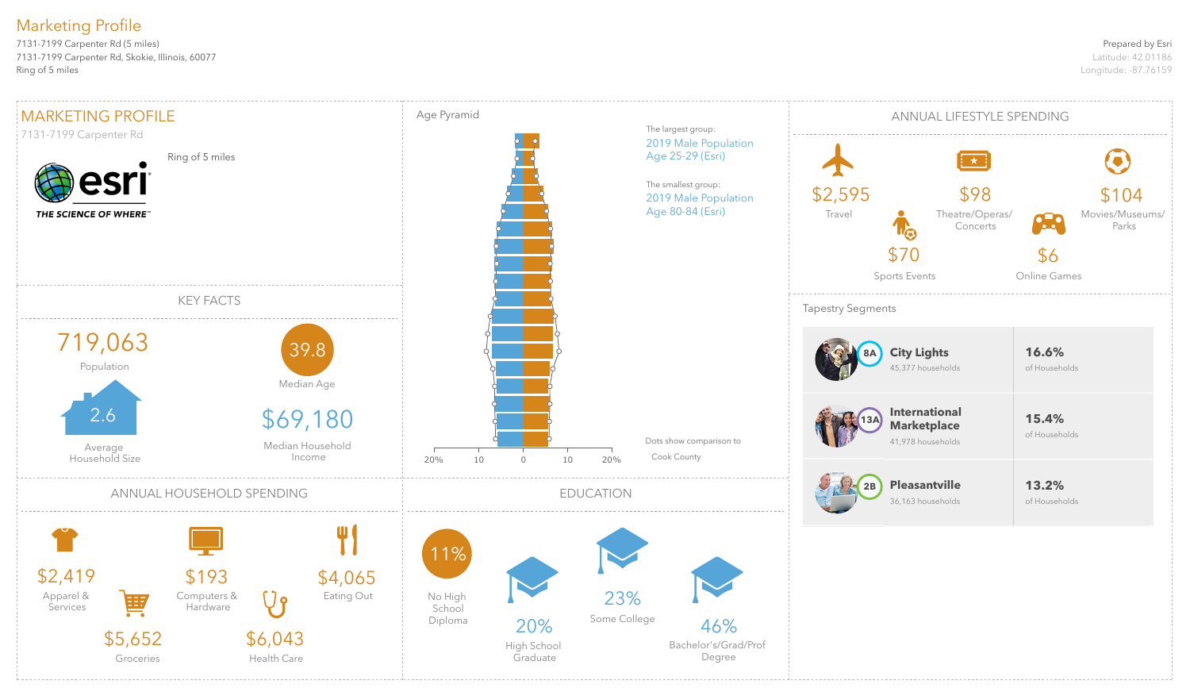# Marketing Profile

7131-7199 Carpenter Rd (5 miles)
7131-7199 Carpenter Rd, Skokie, Illinois, 60077
Ring of 5 miles

Prepared by Esri
Latitude: 42.01186
Longitude: -87.76159

## MARKETING PROFILE

7131-7199 Carpenter Rd

Ring of 5 miles

esri
THE SCIENCE OF WHERE™

## Age Pyramid

The largest group:
2019 Male Population Age 25-29 (Esri)

The smallest group:
2019 Male Population Age 80-84 (Esri)

20% 10 0 10 20%

Dots show comparison to Cook County

## ANNUAL LIFESTYLE SPENDING

$2,595
Travel

$98
Theatre/Operas/ Concerts

$104
Movies/Museums/ Parks

$70
Sports Events

$6
Online Games

## KEY FACTS

719,063
Population

39.8
Median Age

2.6
Average Household Size

$69,180
Median Household Income

## Tapestry Segments

| Segment | Share |
|---|---|
| 8A **City Lights** 45,377 households | **16.6%** of Households |
| 13A **International Marketplace** 41,978 households | **15.4%** of Households |
| 2B **Pleasantville** 36,163 households | **13.2%** of Households |

## ANNUAL HOUSEHOLD SPENDING

$2,419
Apparel & Services

$193
Computers & Hardware

$4,065
Eating Out

$5,652
Groceries

$6,043
Health Care

## EDUCATION

11%
No High School Diploma

20%
High School Graduate

23%
Some College

46%
Bachelor's/Grad/Prof Degree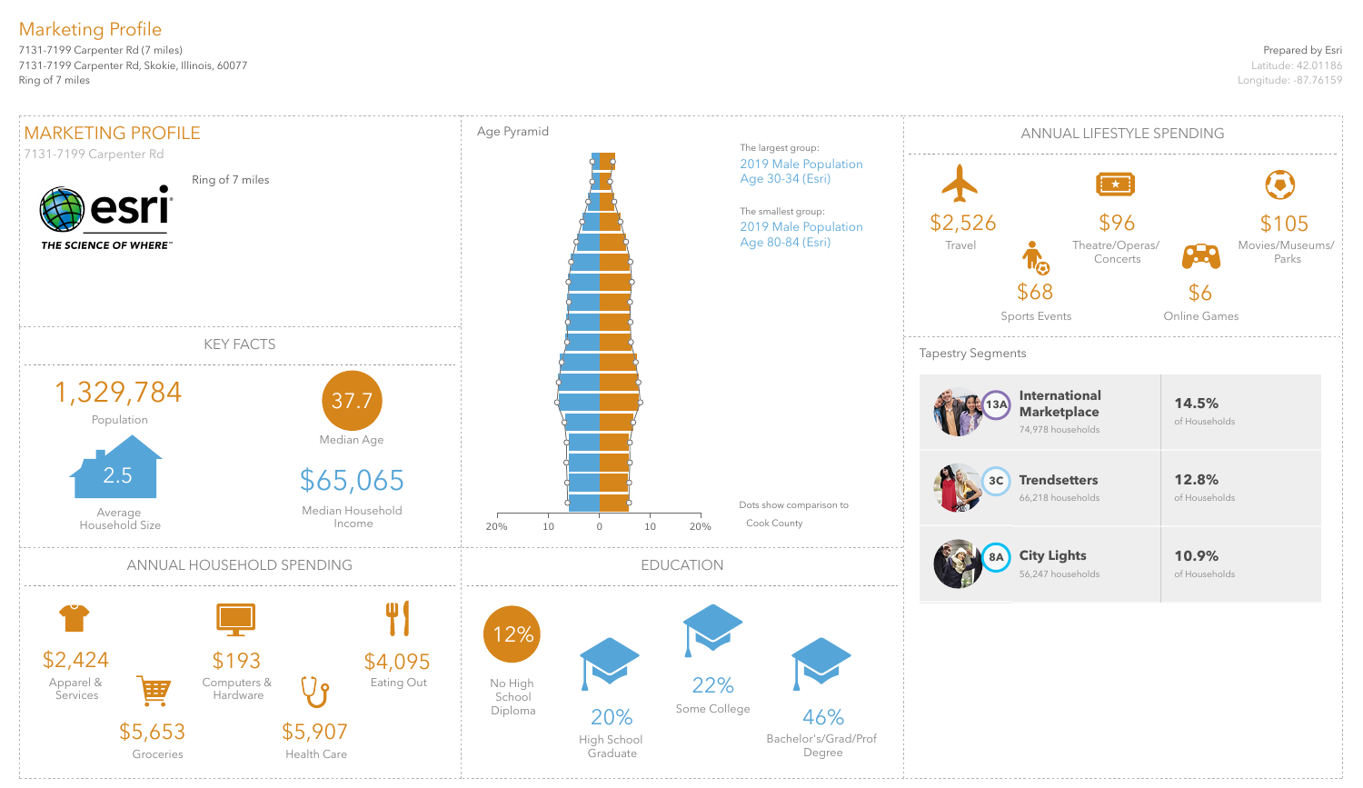# Marketing Profile

7131-7199 Carpenter Rd (7 miles)
7131-7199 Carpenter Rd, Skokie, Illinois, 60077
Ring of 7 miles

Prepared by Esri
Latitude: 42.01186
Longitude: -87.76159

## MARKETING PROFILE

7131-7199 Carpenter Rd

Ring of 7 miles

esri THE SCIENCE OF WHERE

## KEY FACTS

1,329,784
Population

37.7
Median Age

2.5
Average Household Size

$65,065
Median Household Income

## Age Pyramid

The largest group:
2019 Male Population Age 30-34 (Esri)

The smallest group:
2019 Male Population Age 80-84 (Esri)

Dots show comparison to Cook County

20% 10 0 10 20%

## ANNUAL LIFESTYLE SPENDING

$2,526
Travel

$96
Theatre/Operas/Concerts

$105
Movies/Museums/Parks

$68
Sports Events

$6
Online Games

## Tapestry Segments

| Segment | Share |
| --- | --- |
| 13A **International Marketplace** 74,978 households | **14.5%** of Households |
| 3C **Trendsetters** 66,218 households | **12.8%** of Households |
| 8A **City Lights** 56,247 households | **10.9%** of Households |

## ANNUAL HOUSEHOLD SPENDING

$2,424
Apparel & Services

$193
Computers & Hardware

$4,095
Eating Out

$5,653
Groceries

$5,907
Health Care

## EDUCATION

12%
No High School Diploma

20%
High School Graduate

22%
Some College

46%
Bachelor's/Grad/Prof Degree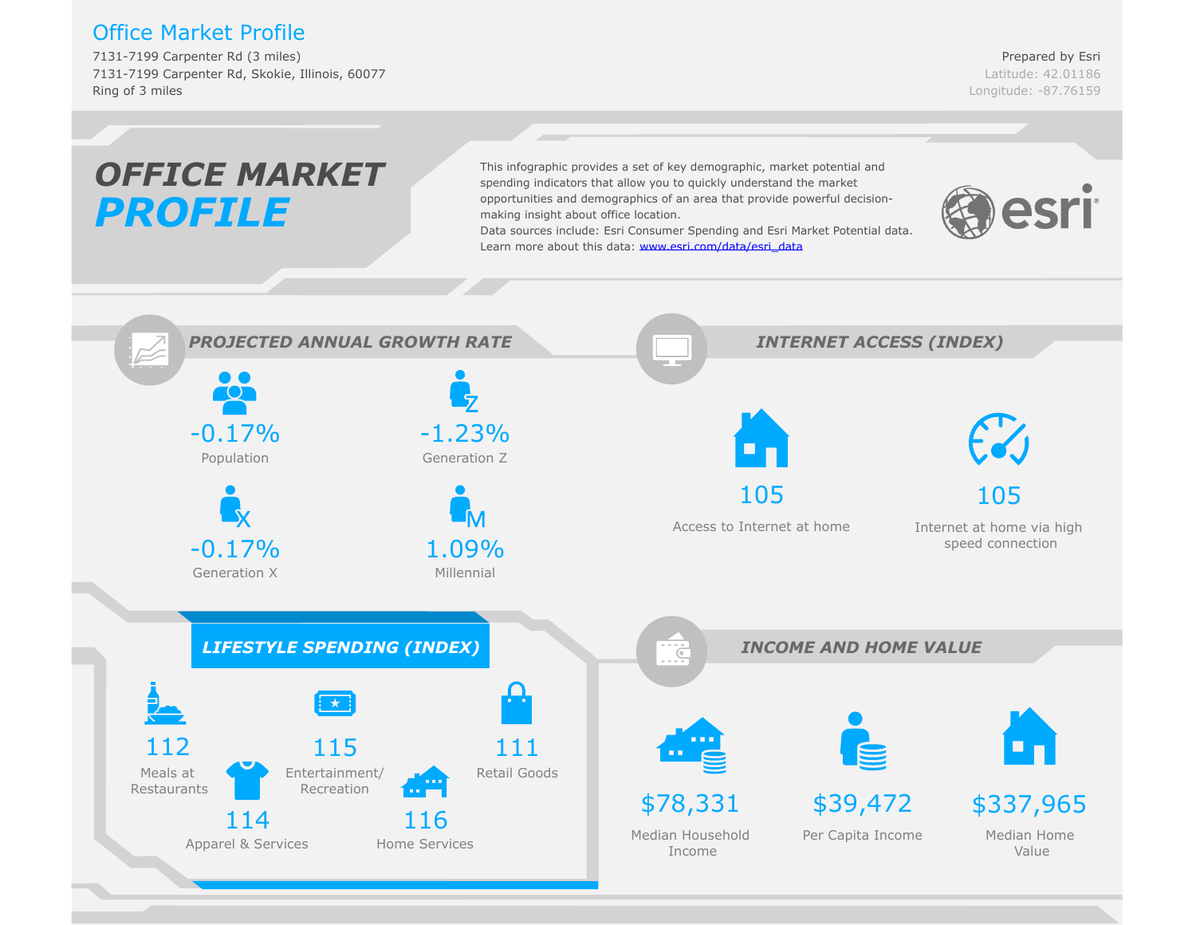# Office Market Profile

7131-7199 Carpenter Rd (3 miles)
7131-7199 Carpenter Rd, Skokie, Illinois, 60077
Ring of 3 miles

Prepared by Esri
Latitude: 42.01186
Longitude: -87.76159

## OFFICE MARKET PROFILE

This infographic provides a set of key demographic, market potential and spending indicators that allow you to quickly understand the market opportunities and demographics of an area that provide powerful decision-making insight about office location.
Data sources include: Esri Consumer Spending and Esri Market Potential data.
Learn more about this data: www.esri.com/data/esri_data

esri

### PROJECTED ANNUAL GROWTH RATE

| Metric | Rate |
| --- | --- |
| Population | -0.17% |
| Generation Z | -1.23% |
| Generation X | -0.17% |
| Millennial | 1.09% |

### INTERNET ACCESS (INDEX)

| Metric | Index |
| --- | --- |
| Access to Internet at home | 105 |
| Internet at home via high speed connection | 105 |

### LIFESTYLE SPENDING (INDEX)

| Category | Index |
| --- | --- |
| Meals at Restaurants | 112 |
| Entertainment/ Recreation | 115 |
| Retail Goods | 111 |
| Apparel & Services | 114 |
| Home Services | 116 |

### INCOME AND HOME VALUE

| Metric | Value |
| --- | --- |
| Median Household Income | $78,331 |
| Per Capita Income | $39,472 |
| Median Home Value | $337,965 |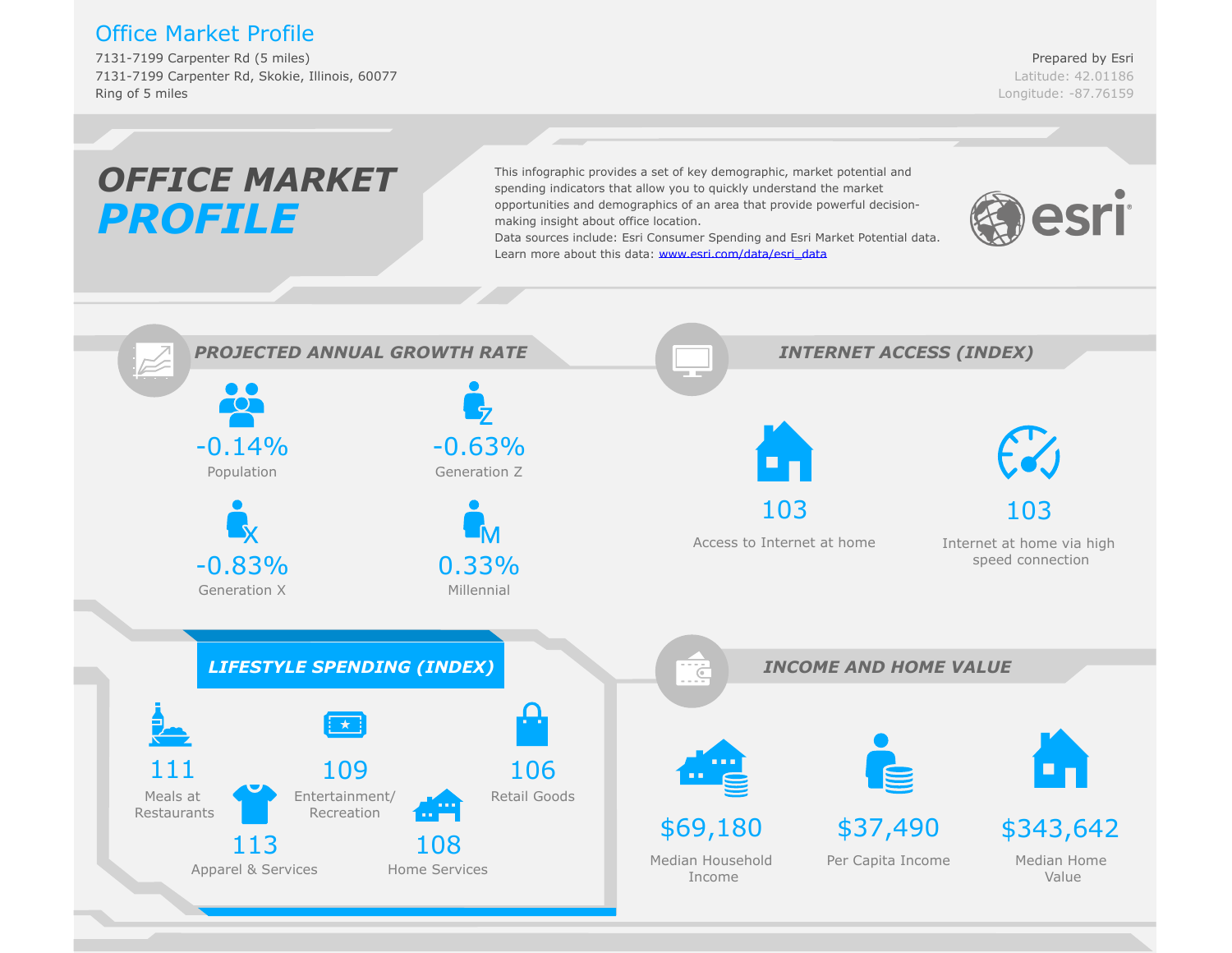# Office Market Profile

7131-7199 Carpenter Rd (5 miles)
7131-7199 Carpenter Rd, Skokie, Illinois, 60077
Ring of 5 miles

Prepared by Esri
Latitude: 42.01186
Longitude: -87.76159

## OFFICE MARKET PROFILE

This infographic provides a set of key demographic, market potential and spending indicators that allow you to quickly understand the market opportunities and demographics of an area that provide powerful decision-making insight about office location.
Data sources include: Esri Consumer Spending and Esri Market Potential data.
Learn more about this data: www.esri.com/data/esri_data

## PROJECTED ANNUAL GROWTH RATE

| Population | Generation Z | Generation X | Millennial |
|---|---|---|---|
| -0.14% | -0.63% | -0.83% | 0.33% |

## INTERNET ACCESS (INDEX)

| Access to Internet at home | Internet at home via high speed connection |
|---|---|
| 103 | 103 |

## LIFESTYLE SPENDING (INDEX)

| Meals at Restaurants | Entertainment/ Recreation | Retail Goods | Apparel & Services | Home Services |
|---|---|---|---|---|
| 111 | 109 | 106 | 113 | 108 |

## INCOME AND HOME VALUE

| Median Household Income | Per Capita Income | Median Home Value |
|---|---|---|
| $69,180 | $37,490 | $343,642 |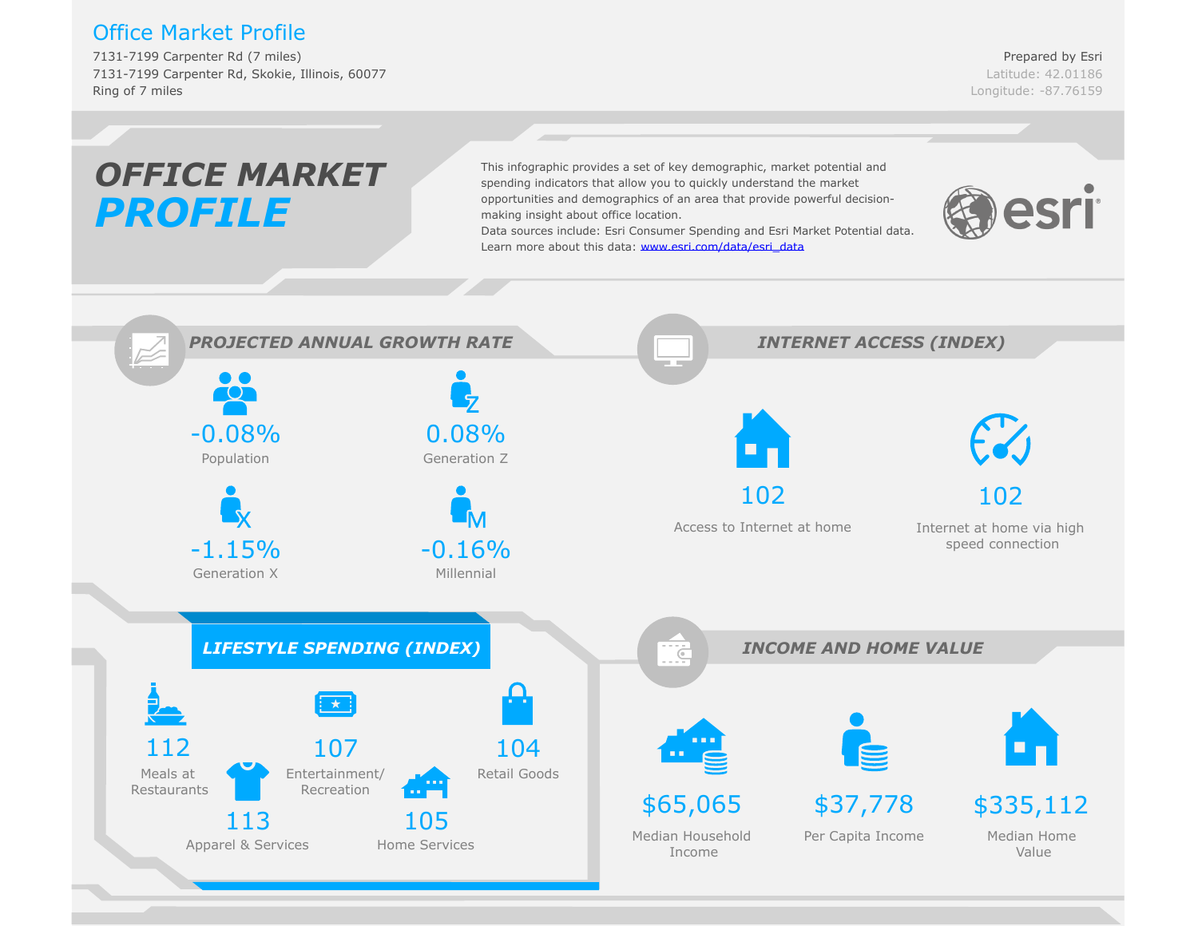# Office Market Profile

7131-7199 Carpenter Rd (7 miles)
7131-7199 Carpenter Rd, Skokie, Illinois, 60077
Ring of 7 miles

Prepared by Esri
Latitude: 42.01186
Longitude: -87.76159

## OFFICE MARKET PROFILE

This infographic provides a set of key demographic, market potential and spending indicators that allow you to quickly understand the market opportunities and demographics of an area that provide powerful decision-making insight about office location.
Data sources include: Esri Consumer Spending and Esri Market Potential data.
Learn more about this data: www.esri.com/data/esri_data

esri

### PROJECTED ANNUAL GROWTH RATE

- -0.08% Population
- 0.08% Generation Z
- -1.15% Generation X
- -0.16% Millennial

### INTERNET ACCESS (INDEX)

- 102 Access to Internet at home
- 102 Internet at home via high speed connection

### LIFESTYLE SPENDING (INDEX)

- 112 Meals at Restaurants
- 107 Entertainment/ Recreation
- 104 Retail Goods
- 113 Apparel & Services
- 105 Home Services

### INCOME AND HOME VALUE

- $65,065 Median Household Income
- $37,778 Per Capita Income
- $335,112 Median Home Value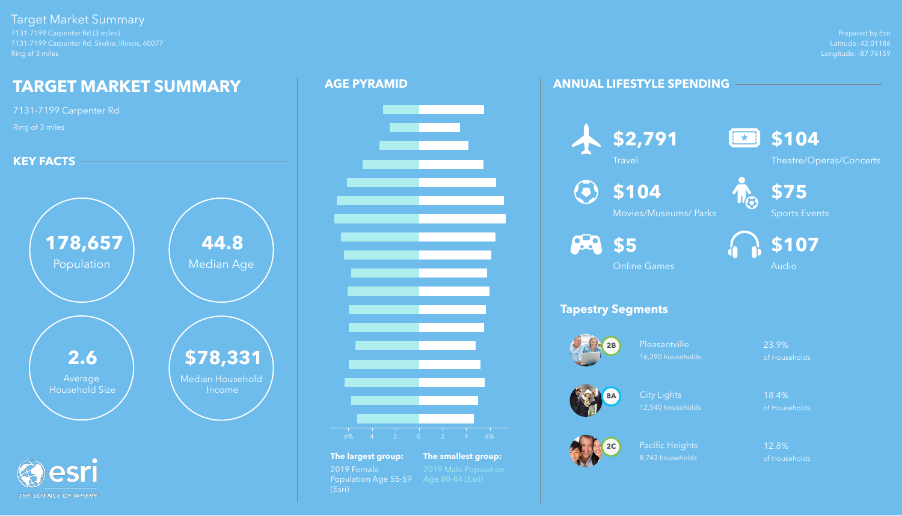Target Market Summary

7131-7199 Carpenter Rd (3 miles)
7131-7199 Carpenter Rd, Skokie, Illinois, 60077
Ring of 3 miles

Prepared by Esri
Latitude: 42.01186
Longitude: -87.76159

# TARGET MARKET SUMMARY

7131-7199 Carpenter Rd

Ring of 3 miles

## KEY FACTS

**178,657**
Population

**44.8**
Median Age

**2.6**
Average Household Size

**$78,331**
Median Household Income

esri
THE SCIENCE OF WHERE

## AGE PYRAMID

6% 4 2 0 2 4 6%

**The largest group:**
2019 Female Population Age 55-59 (Esri)

**The smallest group:**
2019 Male Population Age 80-84 (Esri)

## ANNUAL LIFESTYLE SPENDING

**$2,791**
Travel

**$104**
Theatre/Operas/Concerts

**$104**
Movies/Museums/ Parks

**$75**
Sports Events

**$5**
Online Games

**$107**
Audio

### Tapestry Segments

| Code | Segment | Households | Share |
|---|---|---|---|
| 2B | Pleasantville<br>16,290 households | | 23.9% of Households |
| 8A | City Lights<br>12,540 households | | 18.4% of Households |
| 2C | Pacific Heights<br>8,743 households | | 12.8% of Households |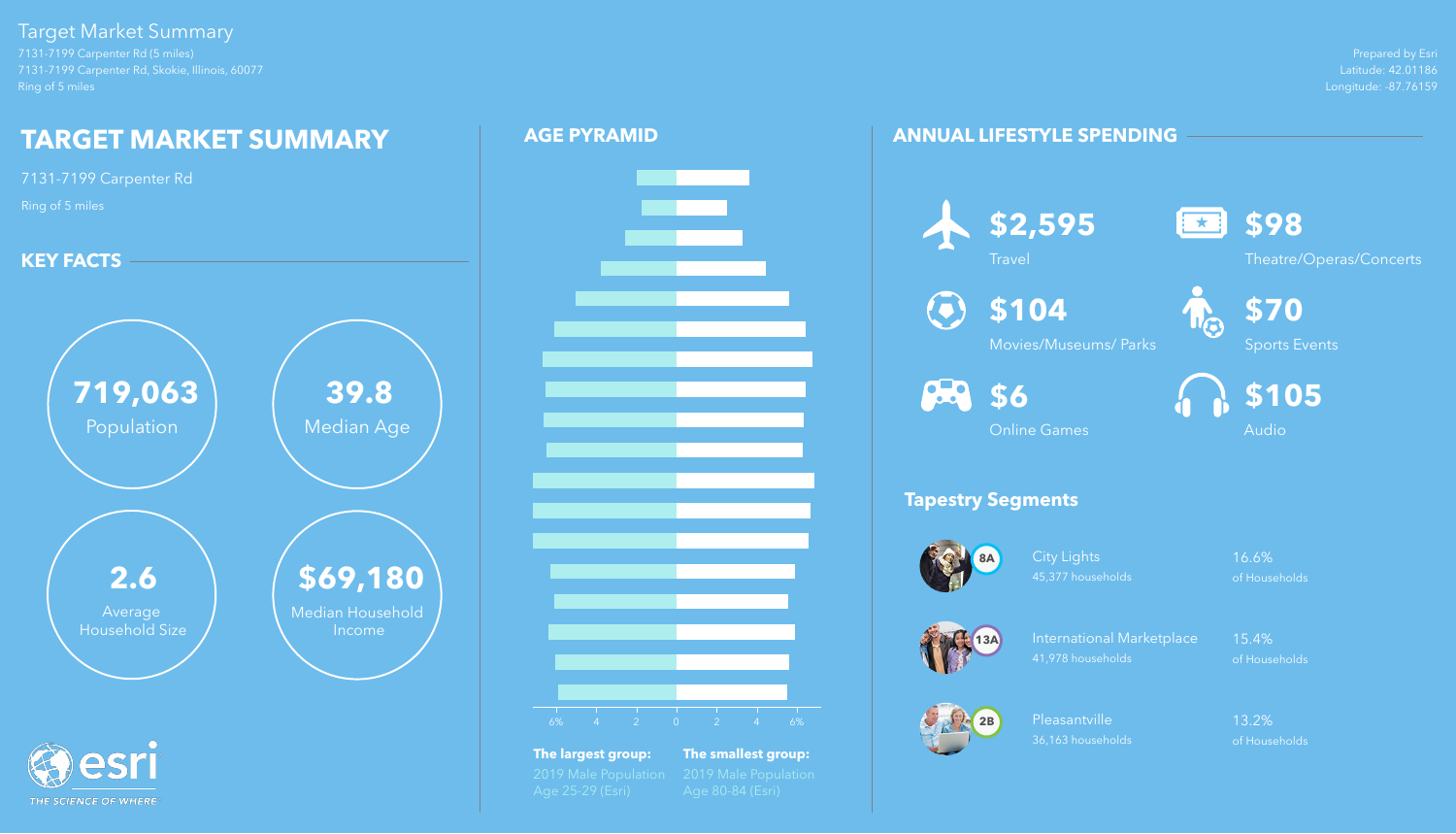Target Market Summary

7131-7199 Carpenter Rd (5 miles)
7131-7199 Carpenter Rd, Skokie, Illinois, 60077
Ring of 5 miles

Prepared by Esri
Latitude: 42.01186
Longitude: -87.76159

# TARGET MARKET SUMMARY

7131-7199 Carpenter Rd

Ring of 5 miles

## KEY FACTS

**719,063**
Population

**39.8**
Median Age

**2.6**
Average Household Size

**$69,180**
Median Household Income

## AGE PYRAMID

6% 4 2 0 2 4 6%

**The largest group:** 2019 Male Population Age 25-29 (Esri)

**The smallest group:** 2019 Male Population Age 80-84 (Esri)

## ANNUAL LIFESTYLE SPENDING

| Amount | Category |
|---|---|
| $2,595 | Travel |
| $98 | Theatre/Operas/Concerts |
| $104 | Movies/Museums/ Parks |
| $70 | Sports Events |
| $6 | Online Games |
| $105 | Audio |

### Tapestry Segments

| Code | Segment | Households | Share |
|---|---|---|---|
| 8A | City Lights | 45,377 households | 16.6% of Households |
| 13A | International Marketplace | 41,978 households | 15.4% of Households |
| 2B | Pleasantville | 36,163 households | 13.2% of Households |

esri THE SCIENCE OF WHERE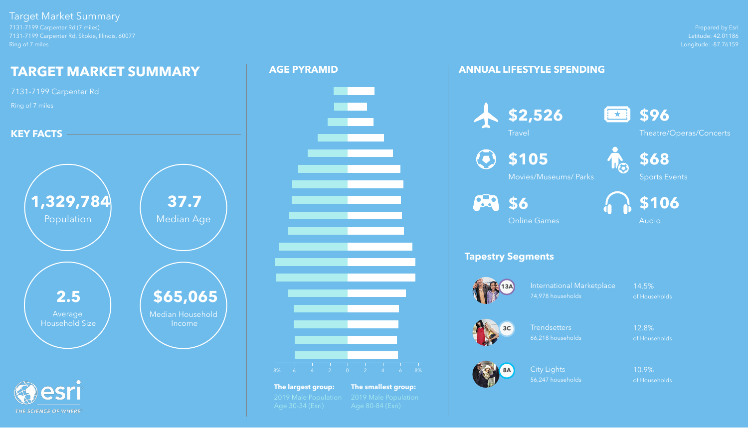Target Market Summary

7131-7199 Carpenter Rd (7 miles)
7131-7199 Carpenter Rd, Skokie, Illinois, 60077
Ring of 7 miles

Prepared by Esri
Latitude: 42.01186
Longitude: -87.76159

# TARGET MARKET SUMMARY

7131-7199 Carpenter Rd

Ring of 7 miles

## KEY FACTS

**1,329,784**
Population

**37.7**
Median Age

**2.5**
Average Household Size

**$65,065**
Median Household Income

## AGE PYRAMID

8% 6 4 2 0 2 4 6 8%

**The largest group:** 2019 Male Population Age 30-34 (Esri)

**The smallest group:** 2019 Male Population Age 80-84 (Esri)

## ANNUAL LIFESTYLE SPENDING

**$2,526**
Travel

**$96**
Theatre/Operas/Concerts

**$105**
Movies/Museums/ Parks

**$68**
Sports Events

**$6**
Online Games

**$106**
Audio

### Tapestry Segments

13A International Marketplace
74,978 households
14.5% of Households

3C Trendsetters
66,218 households
12.8% of Households

8A City Lights
56,247 households
10.9% of Households

esri
THE SCIENCE OF WHERE